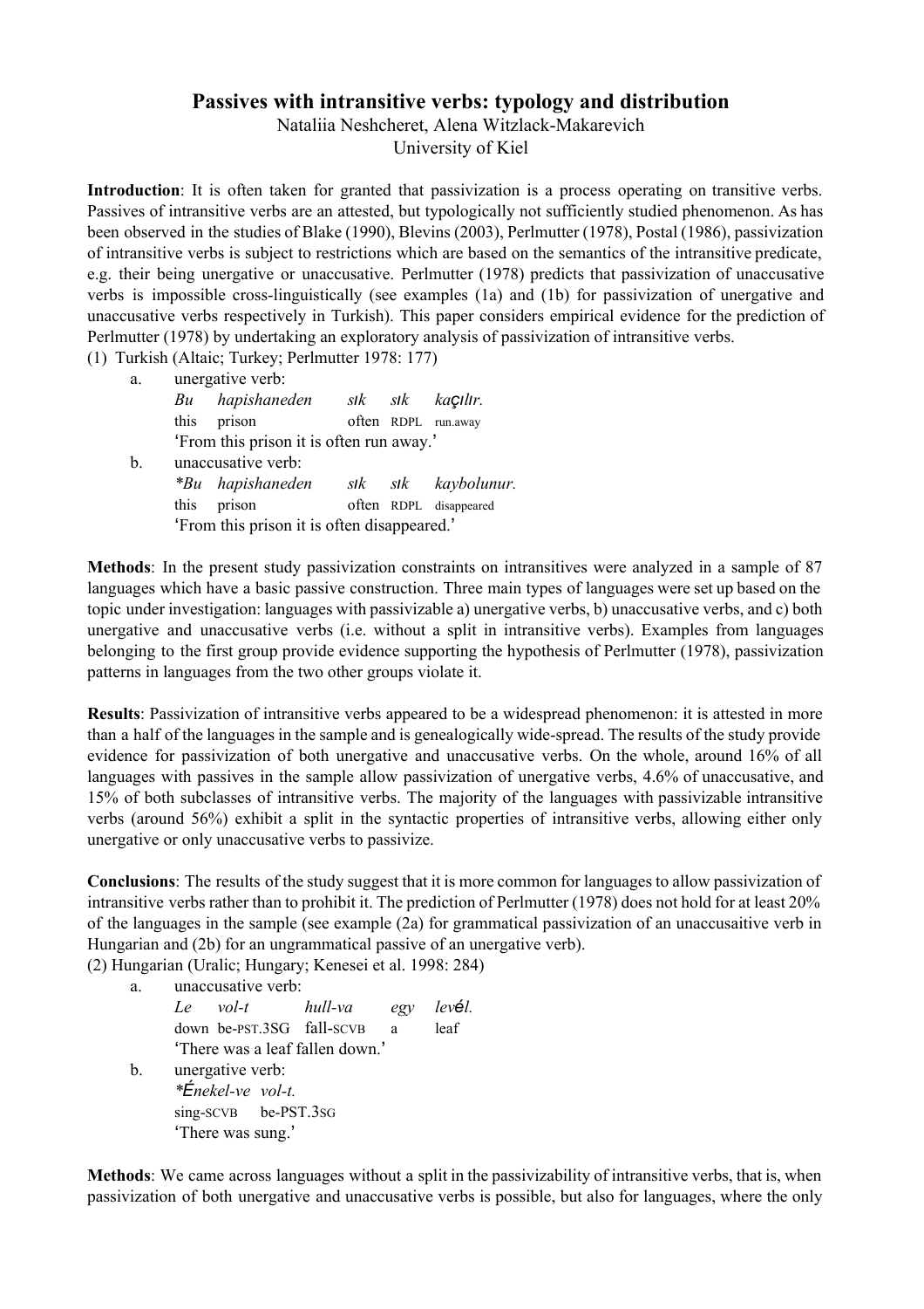# Passives with intransitive verbs: typology and distribution

Nataliia Neshcheret, Alena Witzlack-Makarevich
University of Kiel

**Introduction**: It is often taken for granted that passivization is a process operating on transitive verbs. Passives of intransitive verbs are an attested, but typologically not sufficiently studied phenomenon. As has been observed in the studies of Blake (1990), Blevins (2003), Perlmutter (1978), Postal (1986), passivization of intransitive verbs is subject to restrictions which are based on the semantics of the intransitive predicate, e.g. their being unergative or unaccusative. Perlmutter (1978) predicts that passivization of unaccusative verbs is impossible cross-linguistically (see examples (1a) and (1b) for passivization of unergative and unaccusative verbs respectively in Turkish). This paper considers empirical evidence for the prediction of Perlmutter (1978) by undertaking an exploratory analysis of passivization of intransitive verbs.

(1) Turkish (Altaic; Turkey; Perlmutter 1978: 177)

a. unergative verb:
*Bu hapishaneden sık sık kaçılır.*
this prison often RDPL run.away
'From this prison it is often run away.'

b. unaccusative verb:
*\*Bu hapishaneden sık sık kaybolunur.*
this prison often RDPL disappeared
'From this prison it is often disappeared.'

**Methods**: In the present study passivization constraints on intransitives were analyzed in a sample of 87 languages which have a basic passive construction. Three main types of languages were set up based on the topic under investigation: languages with passivizable a) unergative verbs, b) unaccusative verbs, and c) both unergative and unaccusative verbs (i.e. without a split in intransitive verbs). Examples from languages belonging to the first group provide evidence supporting the hypothesis of Perlmutter (1978), passivization patterns in languages from the two other groups violate it.

**Results**: Passivization of intransitive verbs appeared to be a widespread phenomenon: it is attested in more than a half of the languages in the sample and is genealogically wide-spread. The results of the study provide evidence for passivization of both unergative and unaccusative verbs. On the whole, around 16% of all languages with passives in the sample allow passivization of unergative verbs, 4.6% of unaccusative, and 15% of both subclasses of intransitive verbs. The majority of the languages with passivizable intransitive verbs (around 56%) exhibit a split in the syntactic properties of intransitive verbs, allowing either only unergative or only unaccusative verbs to passivize.

**Conclusions**: The results of the study suggest that it is more common for languages to allow passivization of intransitive verbs rather than to prohibit it. The prediction of Perlmutter (1978) does not hold for at least 20% of the languages in the sample (see example (2a) for grammatical passivization of an unaccusaitive verb in Hungarian and (2b) for an ungrammatical passive of an unergative verb).

(2) Hungarian (Uralic; Hungary; Kenesei et al. 1998: 284)

a. unaccusative verb:
*Le vol-t hull-va egy levél.*
down be-PST.3SG fall-SCVB a leaf
'There was a leaf fallen down.'

b. unergative verb:
*\*Énekel-ve vol-t.*
sing-SCVB be-PST.3SG
'There was sung.'

**Methods**: We came across languages without a split in the passivizability of intransitive verbs, that is, when passivization of both unergative and unaccusative verbs is possible, but also for languages, where the only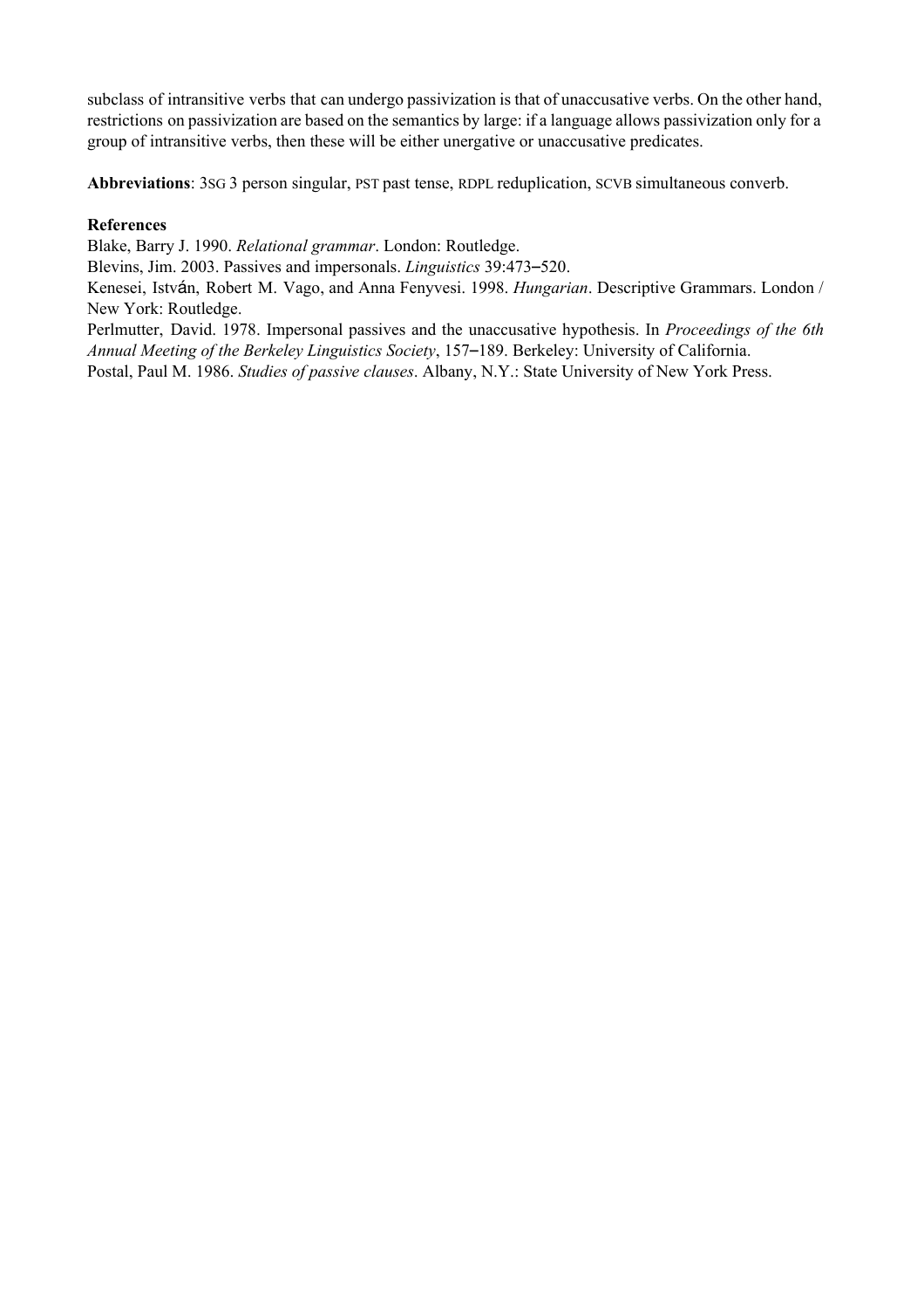subclass of intransitive verbs that can undergo passivization is that of unaccusative verbs. On the other hand, restrictions on passivization are based on the semantics by large: if a language allows passivization only for a group of intransitive verbs, then these will be either unergative or unaccusative predicates.

**Abbreviations**: 3SG 3 person singular, PST past tense, RDPL reduplication, SCVB simultaneous converb.

**References**

Blake, Barry J. 1990. *Relational grammar*. London: Routledge.

Blevins, Jim. 2003. Passives and impersonals. *Linguistics* 39:473–520.

Kenesei, István, Robert M. Vago, and Anna Fenyvesi. 1998. *Hungarian*. Descriptive Grammars. London / New York: Routledge.

Perlmutter, David. 1978. Impersonal passives and the unaccusative hypothesis. In *Proceedings of the 6th Annual Meeting of the Berkeley Linguistics Society*, 157–189. Berkeley: University of California.

Postal, Paul M. 1986. *Studies of passive clauses*. Albany, N.Y.: State University of New York Press.